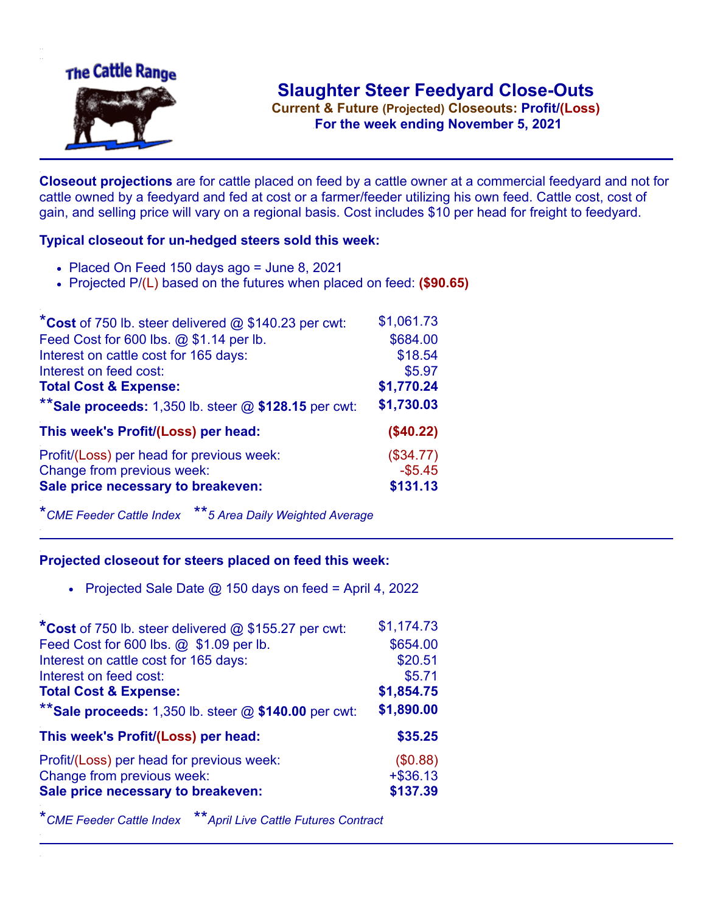The Cattle Range

# Slaughter Steer Feedyard Close-Outs

**Current & Future (Projected) Closeouts: Profit/(Loss)**

**For the week ending November 5, 2021**

**Closeout projections** are for cattle placed on feed by a cattle owner at a commercial feedyard and not for cattle owned by a feedyard and fed at cost or a farmer/feeder utilizing his own feed. Cattle cost, cost of gain, and selling price will vary on a regional basis. Cost includes $10 per head for freight to feedyard.

## Typical closeout for un-hedged steers sold this week:

- Placed On Feed 150 days ago = June 8, 2021
- Projected P/(L) based on the futures when placed on feed: **($90.65)**

| | |
|---|---|
| ***Cost** of 750 lb. steer delivered @ $140.23 per cwt: | $1,061.73 |
| Feed Cost for 600 lbs. @ $1.14 per lb. | $684.00 |
| Interest on cattle cost for 165 days: | $18.54 |
| Interest on feed cost: | $5.97 |
| **Total Cost & Expense:** | **$1,770.24** |
| ****Sale proceeds:** 1,350 lb. steer @ **$128.15** per cwt: | **$1,730.03** |
| **This week's Profit/(Loss) per head:** | **($40.22)** |
| Profit/(Loss) per head for previous week: | ($34.77) |
| Change from previous week: | -$5.45 |
| **Sale price necessary to breakeven:** | **$131.13** |

*\*CME Feeder Cattle Index \*\*5 Area Daily Weighted Average*

## Projected closeout for steers placed on feed this week:

- Projected Sale Date @ 150 days on feed = April 4, 2022

| | |
|---|---|
| ***Cost** of 750 lb. steer delivered @ $155.27 per cwt: | $1,174.73 |
| Feed Cost for 600 lbs. @ $1.09 per lb. | $654.00 |
| Interest on cattle cost for 165 days: | $20.51 |
| Interest on feed cost: | $5.71 |
| **Total Cost & Expense:** | **$1,854.75** |
| ****Sale proceeds:** 1,350 lb. steer @ **$140.00** per cwt: | **$1,890.00** |
| **This week's Profit/(Loss) per head:** | **$35.25** |
| Profit/(Loss) per head for previous week: | ($0.88) |
| Change from previous week: | +$36.13 |
| **Sale price necessary to breakeven:** | **$137.39** |

*\*CME Feeder Cattle Index \*\*April Live Cattle Futures Contract*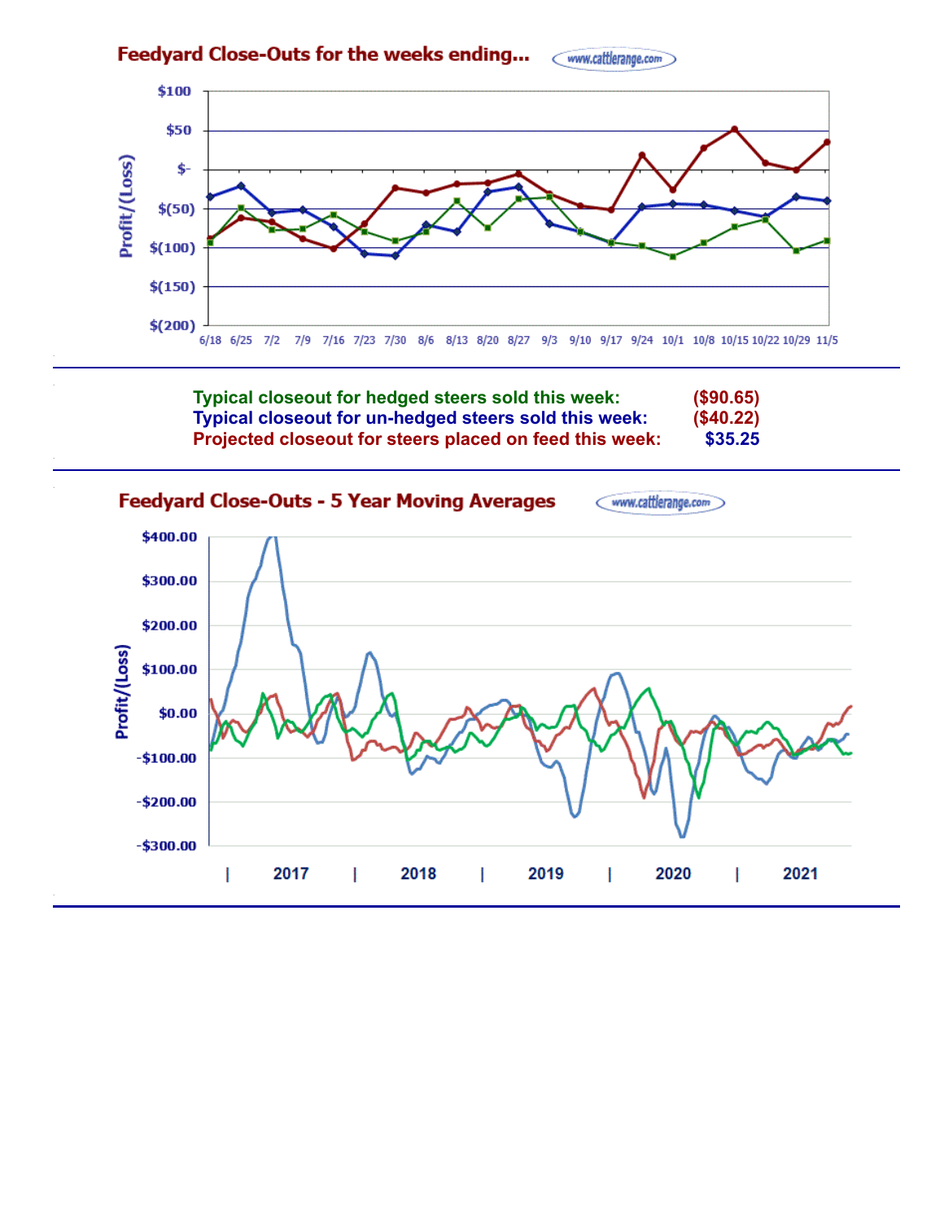## Feedyard Close-Outs for the weeks ending...

www.cattlerange.com

Profit/(Loss)

$100
$50
$-
$(50)
$(100)
$(150)
$(200)

6/18 6/25 7/2 7/9 7/16 7/23 7/30 8/6 8/13 8/20 8/27 9/3 9/10 9/17 9/24 10/1 10/8 10/15 10/22 10/29 11/5

---

| | |
|---|---|
| **Typical closeout for hedged steers sold this week:** | **($90.65)** |
| **Typical closeout for un-hedged steers sold this week:** | **($40.22)** |
| **Projected closeout for steers placed on feed this week:** | **$35.25** |

---

## Feedyard Close-Outs - 5 Year Moving Averages

www.cattlerange.com

Profit/(Loss)

$400.00
$300.00
$200.00
$100.00
$0.00
-$100.00
-$200.00
-$300.00

2017 2018 2019 2020 2021